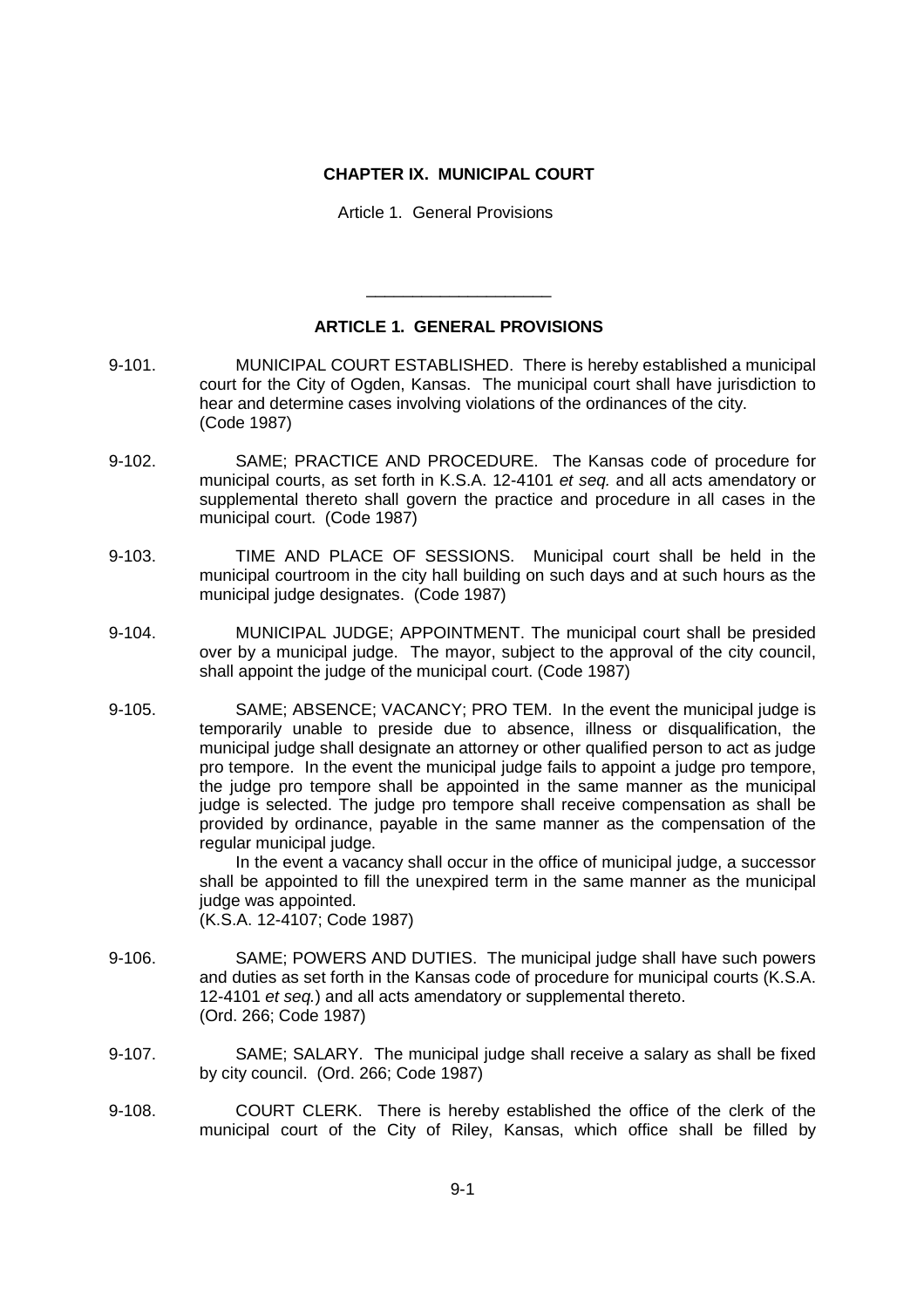# CHAPTER IX. MUNICIPAL COURT

Article 1. General Provisions

---

## ARTICLE 1. GENERAL PROVISIONS

9-101. MUNICIPAL COURT ESTABLISHED. There is hereby established a municipal court for the City of Ogden, Kansas. The municipal court shall have jurisdiction to hear and determine cases involving violations of the ordinances of the city. (Code 1987)

9-102. SAME; PRACTICE AND PROCEDURE. The Kansas code of procedure for municipal courts, as set forth in K.S.A. 12-4101 *et seq.* and all acts amendatory or supplemental thereto shall govern the practice and procedure in all cases in the municipal court. (Code 1987)

9-103. TIME AND PLACE OF SESSIONS. Municipal court shall be held in the municipal courtroom in the city hall building on such days and at such hours as the municipal judge designates. (Code 1987)

9-104. MUNICIPAL JUDGE; APPOINTMENT. The municipal court shall be presided over by a municipal judge. The mayor, subject to the approval of the city council, shall appoint the judge of the municipal court. (Code 1987)

9-105. SAME; ABSENCE; VACANCY; PRO TEM. In the event the municipal judge is temporarily unable to preside due to absence, illness or disqualification, the municipal judge shall designate an attorney or other qualified person to act as judge pro tempore. In the event the municipal judge fails to appoint a judge pro tempore, the judge pro tempore shall be appointed in the same manner as the municipal judge is selected. The judge pro tempore shall receive compensation as shall be provided by ordinance, payable in the same manner as the compensation of the regular municipal judge.

In the event a vacancy shall occur in the office of municipal judge, a successor shall be appointed to fill the unexpired term in the same manner as the municipal judge was appointed.
(K.S.A. 12-4107; Code 1987)

9-106. SAME; POWERS AND DUTIES. The municipal judge shall have such powers and duties as set forth in the Kansas code of procedure for municipal courts (K.S.A. 12-4101 *et seq.*) and all acts amendatory or supplemental thereto.
(Ord. 266; Code 1987)

9-107. SAME; SALARY. The municipal judge shall receive a salary as shall be fixed by city council. (Ord. 266; Code 1987)

9-108. COURT CLERK. There is hereby established the office of the clerk of the municipal court of the City of Riley, Kansas, which office shall be filled by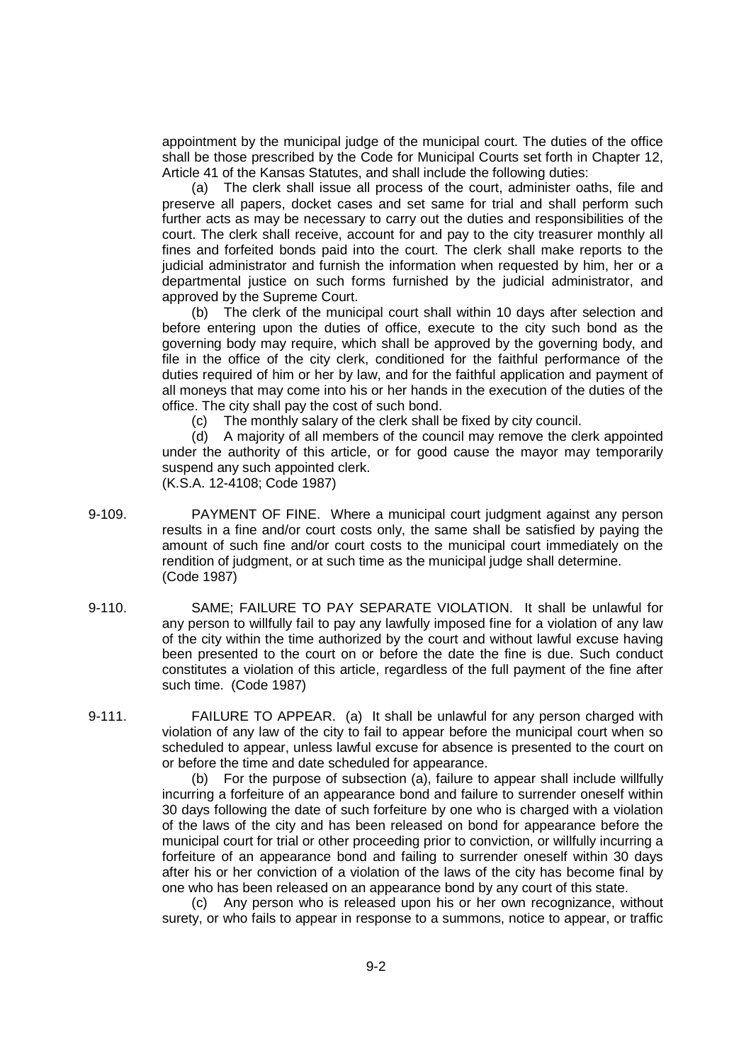appointment by the municipal judge of the municipal court. The duties of the office shall be those prescribed by the Code for Municipal Courts set forth in Chapter 12, Article 41 of the Kansas Statutes, and shall include the following duties:

(a) The clerk shall issue all process of the court, administer oaths, file and preserve all papers, docket cases and set same for trial and shall perform such further acts as may be necessary to carry out the duties and responsibilities of the court. The clerk shall receive, account for and pay to the city treasurer monthly all fines and forfeited bonds paid into the court. The clerk shall make reports to the judicial administrator and furnish the information when requested by him, her or a departmental justice on such forms furnished by the judicial administrator, and approved by the Supreme Court.

(b) The clerk of the municipal court shall within 10 days after selection and before entering upon the duties of office, execute to the city such bond as the governing body may require, which shall be approved by the governing body, and file in the office of the city clerk, conditioned for the faithful performance of the duties required of him or her by law, and for the faithful application and payment of all moneys that may come into his or her hands in the execution of the duties of the office. The city shall pay the cost of such bond.

(c) The monthly salary of the clerk shall be fixed by city council.

(d) A majority of all members of the council may remove the clerk appointed under the authority of this article, or for good cause the mayor may temporarily suspend any such appointed clerk.

(K.S.A. 12-4108; Code 1987)

9-109. PAYMENT OF FINE. Where a municipal court judgment against any person results in a fine and/or court costs only, the same shall be satisfied by paying the amount of such fine and/or court costs to the municipal court immediately on the rendition of judgment, or at such time as the municipal judge shall determine. (Code 1987)

9-110. SAME; FAILURE TO PAY SEPARATE VIOLATION. It shall be unlawful for any person to willfully fail to pay any lawfully imposed fine for a violation of any law of the city within the time authorized by the court and without lawful excuse having been presented to the court on or before the date the fine is due. Such conduct constitutes a violation of this article, regardless of the full payment of the fine after such time. (Code 1987)

9-111. FAILURE TO APPEAR. (a) It shall be unlawful for any person charged with violation of any law of the city to fail to appear before the municipal court when so scheduled to appear, unless lawful excuse for absence is presented to the court on or before the time and date scheduled for appearance.

(b) For the purpose of subsection (a), failure to appear shall include willfully incurring a forfeiture of an appearance bond and failure to surrender oneself within 30 days following the date of such forfeiture by one who is charged with a violation of the laws of the city and has been released on bond for appearance before the municipal court for trial or other proceeding prior to conviction, or willfully incurring a forfeiture of an appearance bond and failing to surrender oneself within 30 days after his or her conviction of a violation of the laws of the city has become final by one who has been released on an appearance bond by any court of this state.

(c) Any person who is released upon his or her own recognizance, without surety, or who fails to appear in response to a summons, notice to appear, or traffic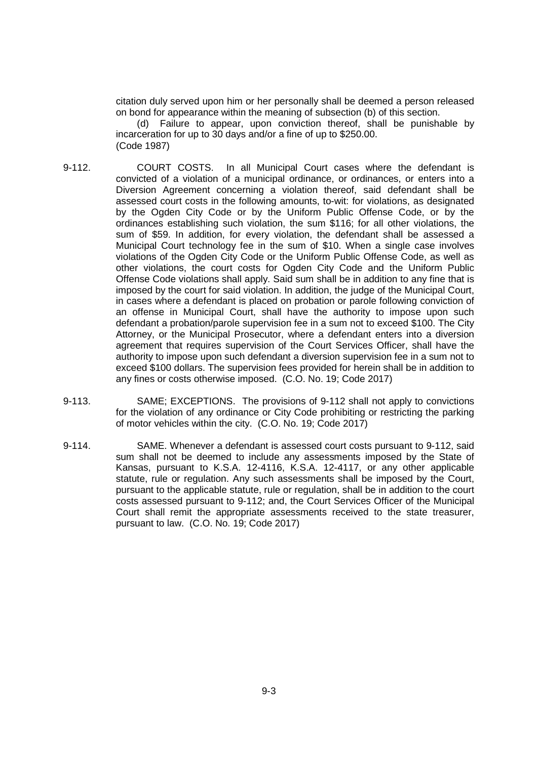citation duly served upon him or her personally shall be deemed a person released on bond for appearance within the meaning of subsection (b) of this section.

(d) Failure to appear, upon conviction thereof, shall be punishable by incarceration for up to 30 days and/or a fine of up to $250.00.
(Code 1987)

9-112. COURT COSTS. In all Municipal Court cases where the defendant is convicted of a violation of a municipal ordinance, or ordinances, or enters into a Diversion Agreement concerning a violation thereof, said defendant shall be assessed court costs in the following amounts, to-wit: for violations, as designated by the Ogden City Code or by the Uniform Public Offense Code, or by the ordinances establishing such violation, the sum $116; for all other violations, the sum of $59. In addition, for every violation, the defendant shall be assessed a Municipal Court technology fee in the sum of $10. When a single case involves violations of the Ogden City Code or the Uniform Public Offense Code, as well as other violations, the court costs for Ogden City Code and the Uniform Public Offense Code violations shall apply. Said sum shall be in addition to any fine that is imposed by the court for said violation. In addition, the judge of the Municipal Court, in cases where a defendant is placed on probation or parole following conviction of an offense in Municipal Court, shall have the authority to impose upon such defendant a probation/parole supervision fee in a sum not to exceed $100. The City Attorney, or the Municipal Prosecutor, where a defendant enters into a diversion agreement that requires supervision of the Court Services Officer, shall have the authority to impose upon such defendant a diversion supervision fee in a sum not to exceed $100 dollars. The supervision fees provided for herein shall be in addition to any fines or costs otherwise imposed. (C.O. No. 19; Code 2017)

9-113. SAME; EXCEPTIONS. The provisions of 9-112 shall not apply to convictions for the violation of any ordinance or City Code prohibiting or restricting the parking of motor vehicles within the city. (C.O. No. 19; Code 2017)

9-114. SAME. Whenever a defendant is assessed court costs pursuant to 9-112, said sum shall not be deemed to include any assessments imposed by the State of Kansas, pursuant to K.S.A. 12-4116, K.S.A. 12-4117, or any other applicable statute, rule or regulation. Any such assessments shall be imposed by the Court, pursuant to the applicable statute, rule or regulation, shall be in addition to the court costs assessed pursuant to 9-112; and, the Court Services Officer of the Municipal Court shall remit the appropriate assessments received to the state treasurer, pursuant to law. (C.O. No. 19; Code 2017)